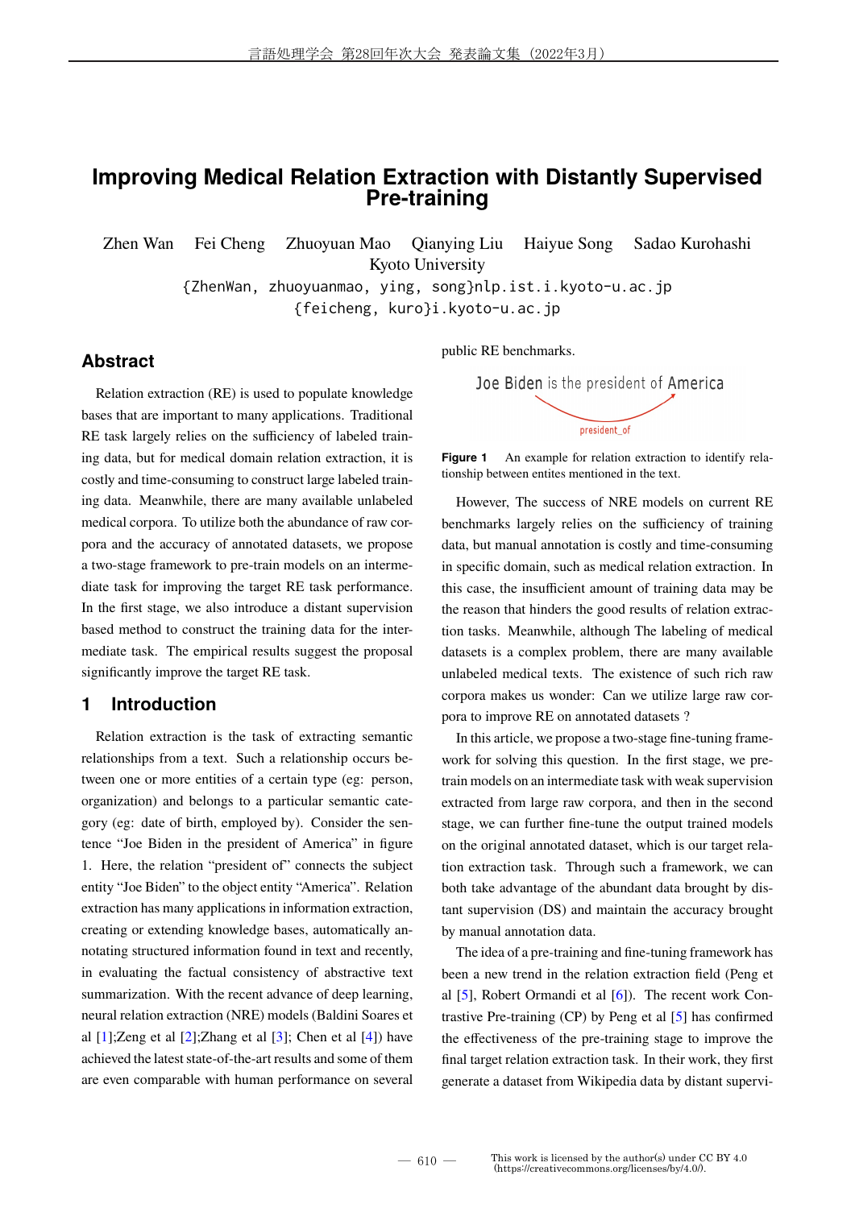# Improving Medical Relation Extraction with Distantly Supervised Pre-training

Zhen Wan  Fei Cheng  Zhuoyuan Mao  Qianying Liu  Haiyue Song  Sadao Kurohashi
Kyoto University
{ZhenWan, zhuoyuanmao, ying, song}nlp.ist.i.kyoto-u.ac.jp
{feicheng, kuro}i.kyoto-u.ac.jp

## Abstract

Relation extraction (RE) is used to populate knowledge bases that are important to many applications. Traditional RE task largely relies on the sufficiency of labeled training data, but for medical domain relation extraction, it is costly and time-consuming to construct large labeled training data. Meanwhile, there are many available unlabeled medical corpora. To utilize both the abundance of raw corpora and the accuracy of annotated datasets, we propose a two-stage framework to pre-train models on an intermediate task for improving the target RE task performance. In the first stage, we also introduce a distant supervision based method to construct the training data for the intermediate task. The empirical results suggest the proposal significantly improve the target RE task.

## 1 Introduction

Relation extraction is the task of extracting semantic relationships from a text. Such a relationship occurs between one or more entities of a certain type (eg: person, organization) and belongs to a particular semantic category (eg: date of birth, employed by). Consider the sentence "Joe Biden in the president of America" in figure 1. Here, the relation "president of" connects the subject entity "Joe Biden" to the object entity "America". Relation extraction has many applications in information extraction, creating or extending knowledge bases, automatically annotating structured information found in text and recently, in evaluating the factual consistency of abstractive text summarization. With the recent advance of deep learning, neural relation extraction (NRE) models (Baldini Soares et al [1];Zeng et al [2];Zhang et al [3]; Chen et al [4]) have achieved the latest state-of-the-art results and some of them are even comparable with human performance on several public RE benchmarks.

Joe Biden is the president of America
president_of

**Figure 1** An example for relation extraction to identify relationship between entites mentioned in the text.

However, The success of NRE models on current RE benchmarks largely relies on the sufficiency of training data, but manual annotation is costly and time-consuming in specific domain, such as medical relation extraction. In this case, the insufficient amount of training data may be the reason that hinders the good results of relation extraction tasks. Meanwhile, although The labeling of medical datasets is a complex problem, there are many available unlabeled medical texts. The existence of such rich raw corpora makes us wonder: Can we utilize large raw corpora to improve RE on annotated datasets ?

In this article, we propose a two-stage fine-tuning framework for solving this question. In the first stage, we pretrain models on an intermediate task with weak supervision extracted from large raw corpora, and then in the second stage, we can further fine-tune the output trained models on the original annotated dataset, which is our target relation extraction task. Through such a framework, we can both take advantage of the abundant data brought by distant supervision (DS) and maintain the accuracy brought by manual annotation data.

The idea of a pre-training and fine-tuning framework has been a new trend in the relation extraction field (Peng et al [5], Robert Ormandi et al [6]). The recent work Contrastive Pre-training (CP) by Peng et al [5] has confirmed the effectiveness of the pre-training stage to improve the final target relation extraction task. In their work, they first generate a dataset from Wikipedia data by distant supervi-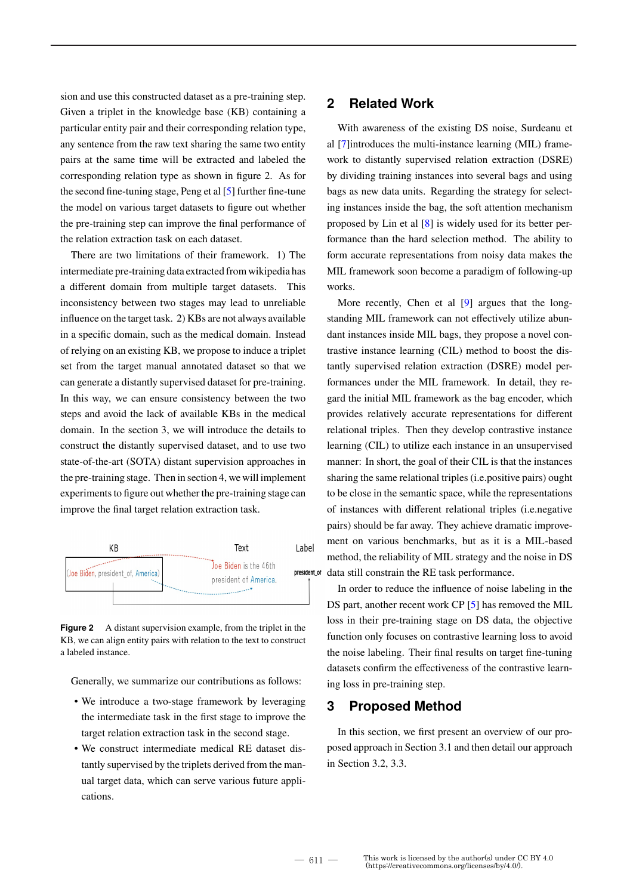sion and use this constructed dataset as a pre-training step. Given a triplet in the knowledge base (KB) containing a particular entity pair and their corresponding relation type, any sentence from the raw text sharing the same two entity pairs at the same time will be extracted and labeled the corresponding relation type as shown in figure 2. As for the second fine-tuning stage, Peng et al [5] further fine-tune the model on various target datasets to figure out whether the pre-training step can improve the final performance of the relation extraction task on each dataset.

There are two limitations of their framework. 1) The intermediate pre-training data extracted from wikipedia has a different domain from multiple target datasets. This inconsistency between two stages may lead to unreliable influence on the target task. 2) KBs are not always available in a specific domain, such as the medical domain. Instead of relying on an existing KB, we propose to induce a triplet set from the target manual annotated dataset so that we can generate a distantly supervised dataset for pre-training. In this way, we can ensure consistency between the two steps and avoid the lack of available KBs in the medical domain. In the section 3, we will introduce the details to construct the distantly supervised dataset, and to use two state-of-the-art (SOTA) distant supervision approaches in the pre-training stage. Then in section 4, we will implement experiments to figure out whether the pre-training stage can improve the final target relation extraction task.

KB | Text | Label

(Joe Biden, president_of, America) | Joe Biden is the 46th president of America. | president_of

**Figure 2** A distant supervision example, from the triplet in the KB, we can align entity pairs with relation to the text to construct a labeled instance.

Generally, we summarize our contributions as follows:

- We introduce a two-stage framework by leveraging the intermediate task in the first stage to improve the target relation extraction task in the second stage.
- We construct intermediate medical RE dataset distantly supervised by the triplets derived from the manual target data, which can serve various future applications.

## 2 Related Work

With awareness of the existing DS noise, Surdeanu et al [7]introduces the multi-instance learning (MIL) framework to distantly supervised relation extraction (DSRE) by dividing training instances into several bags and using bags as new data units. Regarding the strategy for selecting instances inside the bag, the soft attention mechanism proposed by Lin et al [8] is widely used for its better performance than the hard selection method. The ability to form accurate representations from noisy data makes the MIL framework soon become a paradigm of following-up works.

More recently, Chen et al [9] argues that the long-standing MIL framework can not effectively utilize abundant instances inside MIL bags, they propose a novel contrastive instance learning (CIL) method to boost the distantly supervised relation extraction (DSRE) model performances under the MIL framework. In detail, they regard the initial MIL framework as the bag encoder, which provides relatively accurate representations for different relational triples. Then they develop contrastive instance learning (CIL) to utilize each instance in an unsupervised manner: In short, the goal of their CIL is that the instances sharing the same relational triples (i.e.positive pairs) ought to be close in the semantic space, while the representations of instances with different relational triples (i.e.negative pairs) should be far away. They achieve dramatic improvement on various benchmarks, but as it is a MIL-based method, the reliability of MIL strategy and the noise in DS data still constrain the RE task performance.

In order to reduce the influence of noise labeling in the DS part, another recent work CP [5] has removed the MIL loss in their pre-training stage on DS data, the objective function only focuses on contrastive learning loss to avoid the noise labeling. Their final results on target fine-tuning datasets confirm the effectiveness of the contrastive learning loss in pre-training step.

## 3 Proposed Method

In this section, we first present an overview of our proposed approach in Section 3.1 and then detail our approach in Section 3.2, 3.3.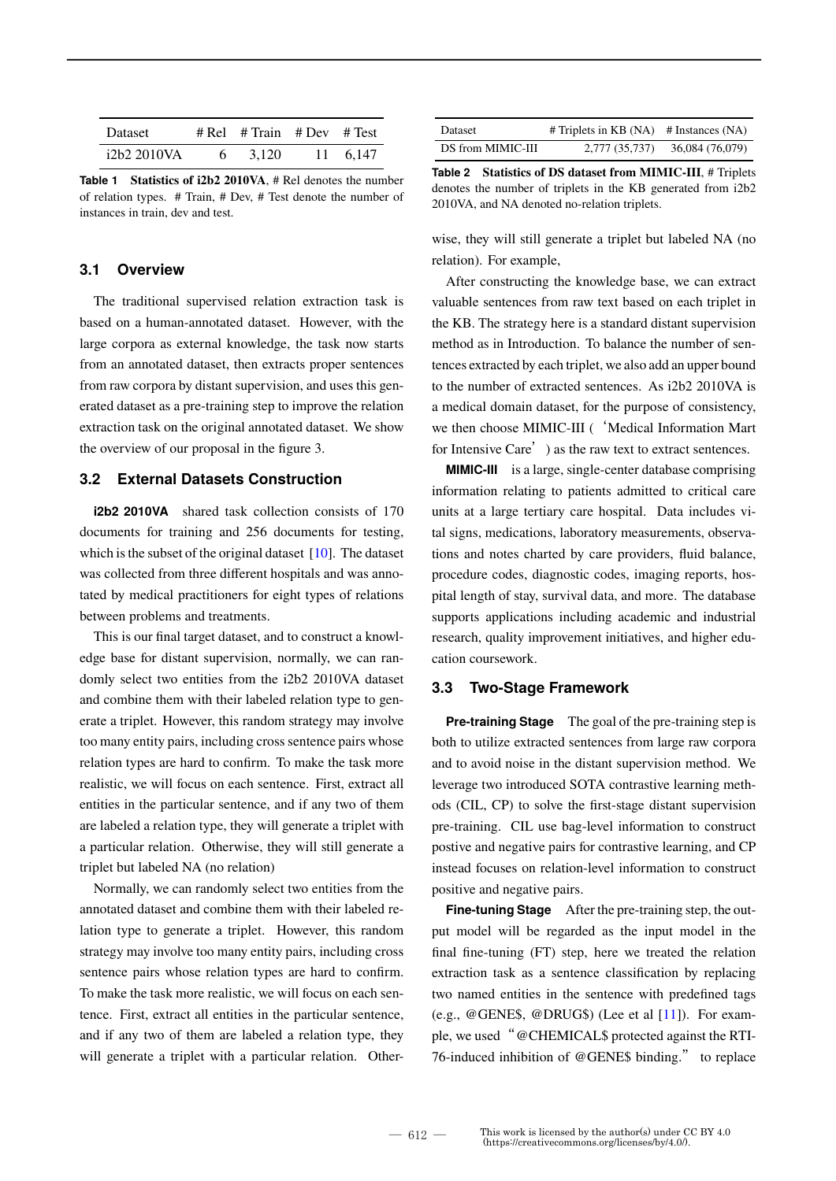| Dataset | # Rel | # Train | # Dev | # Test |
|---|---|---|---|---|
| i2b2 2010VA | 6 | 3,120 | 11 | 6,147 |

**Table 1** **Statistics of i2b2 2010VA**, # Rel denotes the number of relation types. # Train, # Dev, # Test denote the number of instances in train, dev and test.

### 3.1 Overview

The traditional supervised relation extraction task is based on a human-annotated dataset. However, with the large corpora as external knowledge, the task now starts from an annotated dataset, then extracts proper sentences from raw corpora by distant supervision, and uses this generated dataset as a pre-training step to improve the relation extraction task on the original annotated dataset. We show the overview of our proposal in the figure 3.

### 3.2 External Datasets Construction

**i2b2 2010VA** shared task collection consists of 170 documents for training and 256 documents for testing, which is the subset of the original dataset [10]. The dataset was collected from three different hospitals and was annotated by medical practitioners for eight types of relations between problems and treatments.

This is our final target dataset, and to construct a knowledge base for distant supervision, normally, we can randomly select two entities from the i2b2 2010VA dataset and combine them with their labeled relation type to generate a triplet. However, this random strategy may involve too many entity pairs, including cross sentence pairs whose relation types are hard to confirm. To make the task more realistic, we will focus on each sentence. First, extract all entities in the particular sentence, and if any two of them are labeled a relation type, they will generate a triplet with a particular relation. Otherwise, they will still generate a triplet but labeled NA (no relation)

Normally, we can randomly select two entities from the annotated dataset and combine them with their labeled relation type to generate a triplet. However, this random strategy may involve too many entity pairs, including cross sentence pairs whose relation types are hard to confirm. To make the task more realistic, we will focus on each sentence. First, extract all entities in the particular sentence, and if any two of them are labeled a relation type, they will generate a triplet with a particular relation. Otherwise, they will still generate a triplet but labeled NA (no relation). For example,

| Dataset | # Triplets in KB (NA) | # Instances (NA) |
|---|---|---|
| DS from MIMIC-III | 2,777 (35,737) | 36,084 (76,079) |

**Table 2** **Statistics of DS dataset from MIMIC-III**, # Triplets denotes the number of triplets in the KB generated from i2b2 2010VA, and NA denoted no-relation triplets.

After constructing the knowledge base, we can extract valuable sentences from raw text based on each triplet in the KB. The strategy here is a standard distant supervision method as in Introduction. To balance the number of sentences extracted by each triplet, we also add an upper bound to the number of extracted sentences. As i2b2 2010VA is a medical domain dataset, for the purpose of consistency, we then choose MIMIC-III (‘Medical Information Mart for Intensive Care’) as the raw text to extract sentences.

**MIMIC-III** is a large, single-center database comprising information relating to patients admitted to critical care units at a large tertiary care hospital. Data includes vital signs, medications, laboratory measurements, observations and notes charted by care providers, fluid balance, procedure codes, diagnostic codes, imaging reports, hospital length of stay, survival data, and more. The database supports applications including academic and industrial research, quality improvement initiatives, and higher education coursework.

### 3.3 Two-Stage Framework

**Pre-training Stage** The goal of the pre-training step is both to utilize extracted sentences from large raw corpora and to avoid noise in the distant supervision method. We leverage two introduced SOTA contrastive learning methods (CIL, CP) to solve the first-stage distant supervision pre-training. CIL use bag-level information to construct postive and negative pairs for contrastive learning, and CP instead focuses on relation-level information to construct positive and negative pairs.

**Fine-tuning Stage** After the pre-training step, the output model will be regarded as the input model in the final fine-tuning (FT) step, here we treated the relation extraction task as a sentence classification by replacing two named entities in the sentence with predefined tags (e.g., @GENE$, @DRUG$) (Lee et al [11]). For example, we used "@CHEMICAL$ protected against the RTI-76-induced inhibition of @GENE$ binding." to replace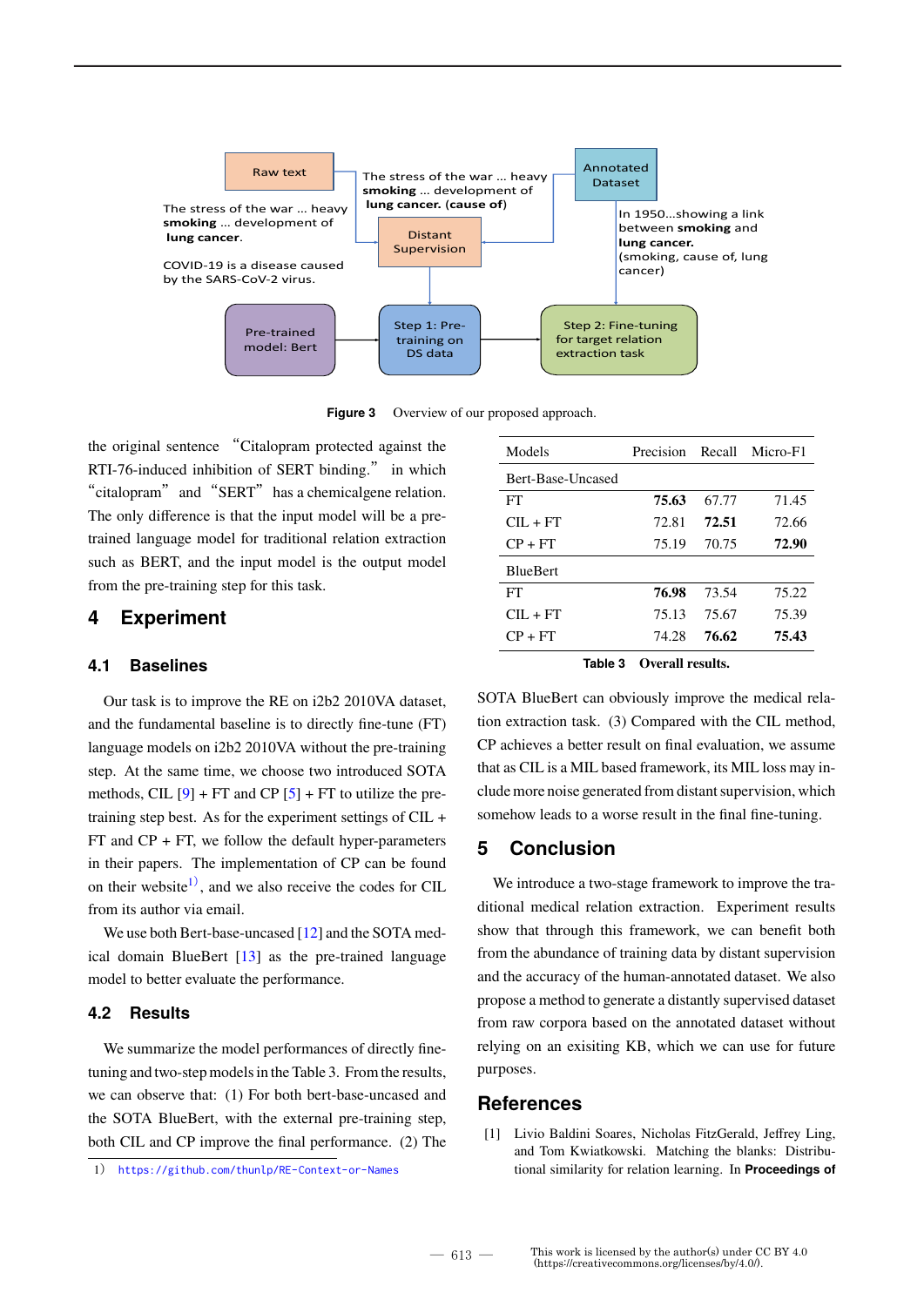Figure 3 Overview of our proposed approach.

the original sentence "Citalopram protected against the RTI-76-induced inhibition of SERT binding." in which "citalopram" and "SERT" has a chemicalgene relation. The only difference is that the input model will be a pre-trained language model for traditional relation extraction such as BERT, and the input model is the output model from the pre-training step for this task.

# 4 Experiment

## 4.1 Baselines

Our task is to improve the RE on i2b2 2010VA dataset, and the fundamental baseline is to directly fine-tune (FT) language models on i2b2 2010VA without the pre-training step. At the same time, we choose two introduced SOTA methods, CIL [9] + FT and CP [5] + FT to utilize the pre-training step best. As for the experiment settings of CIL + FT and CP + FT, we follow the default hyper-parameters in their papers. The implementation of CP can be found on their website[1], and we also receive the codes for CIL from its author via email.

We use both Bert-base-uncased [12] and the SOTA medical domain BlueBert [13] as the pre-trained language model to better evaluate the performance.

## 4.2 Results

We summarize the model performances of directly fine-tuning and two-step models in the Table 3. From the results, we can observe that: (1) For both bert-base-uncased and the SOTA BlueBert, with the external pre-training step, both CIL and CP improve the final performance. (2) The SOTA BlueBert can obviously improve the medical relation extraction task. (3) Compared with the CIL method, CP achieves a better result on final evaluation, we assume that as CIL is a MIL based framework, its MIL loss may include more noise generated from distant supervision, which somehow leads to a worse result in the final fine-tuning.

| Models | Precision | Recall | Micro-F1 |
|---|---|---|---|
| Bert-Base-Uncased | | | |
| FT | **75.63** | 67.77 | 71.45 |
| CIL + FT | 72.81 | **72.51** | 72.66 |
| CP + FT | 75.19 | 70.75 | **72.90** |
| BlueBert | | | |
| FT | **76.98** | 73.54 | 75.22 |
| CIL + FT | 75.13 | 75.67 | 75.39 |
| CP + FT | 74.28 | **76.62** | **75.43** |

Table 3 Overall results.

# 5 Conclusion

We introduce a two-stage framework to improve the traditional medical relation extraction. Experiment results show that through this framework, we can benefit both from the abundance of training data by distant supervision and the accuracy of the human-annotated dataset. We also propose a method to generate a distantly supervised dataset from raw corpora based on the annotated dataset without relying on an exisiting KB, which we can use for future purposes.

# References

[1] Livio Baldini Soares, Nicholas FitzGerald, Jeffrey Ling, and Tom Kwiatkowski. Matching the blanks: Distributional similarity for relation learning. In **Proceedings of**

1) https://github.com/thunlp/RE-Context-or-Names

This work is licensed by the author(s) under CC BY 4.0 (https://creativecommons.org/licenses/by/4.0/).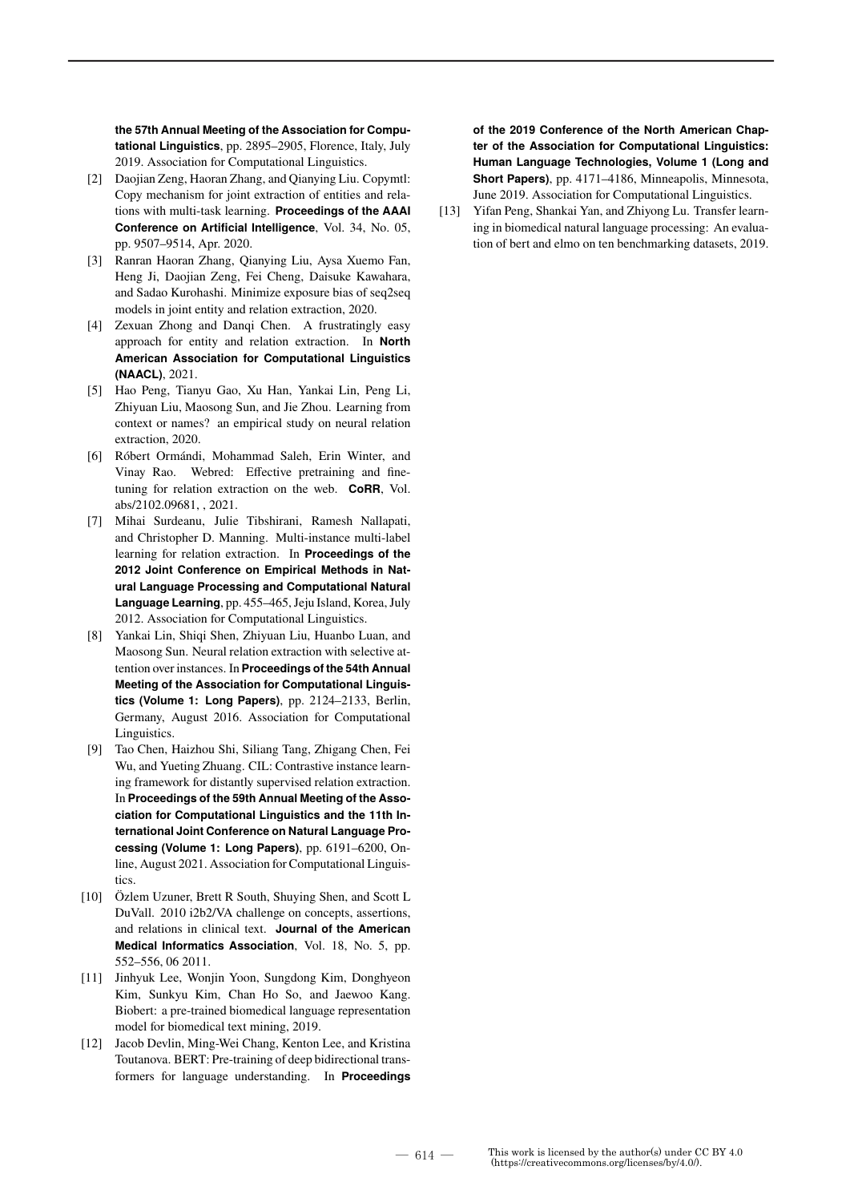the 57th Annual Meeting of the Association for Computational Linguistics**, pp. 2895–2905, Florence, Italy, July 2019. Association for Computational Linguistics.

[2] Daojian Zeng, Haoran Zhang, and Qianying Liu. Copymtl: Copy mechanism for joint extraction of entities and relations with multi-task learning. **Proceedings of the AAAI Conference on Artificial Intelligence**, Vol. 34, No. 05, pp. 9507–9514, Apr. 2020.

[3] Ranran Haoran Zhang, Qianying Liu, Aysa Xuemo Fan, Heng Ji, Daojian Zeng, Fei Cheng, Daisuke Kawahara, and Sadao Kurohashi. Minimize exposure bias of seq2seq models in joint entity and relation extraction, 2020.

[4] Zexuan Zhong and Danqi Chen. A frustratingly easy approach for entity and relation extraction. In **North American Association for Computational Linguistics (NAACL)**, 2021.

[5] Hao Peng, Tianyu Gao, Xu Han, Yankai Lin, Peng Li, Zhiyuan Liu, Maosong Sun, and Jie Zhou. Learning from context or names? an empirical study on neural relation extraction, 2020.

[6] Róbert Ormándi, Mohammad Saleh, Erin Winter, and Vinay Rao. Webred: Effective pretraining and finetuning for relation extraction on the web. **CoRR**, Vol. abs/2102.09681, , 2021.

[7] Mihai Surdeanu, Julie Tibshirani, Ramesh Nallapati, and Christopher D. Manning. Multi-instance multi-label learning for relation extraction. In **Proceedings of the 2012 Joint Conference on Empirical Methods in Natural Language Processing and Computational Natural Language Learning**, pp. 455–465, Jeju Island, Korea, July 2012. Association for Computational Linguistics.

[8] Yankai Lin, Shiqi Shen, Zhiyuan Liu, Huanbo Luan, and Maosong Sun. Neural relation extraction with selective attention over instances. In **Proceedings of the 54th Annual Meeting of the Association for Computational Linguistics (Volume 1: Long Papers)**, pp. 2124–2133, Berlin, Germany, August 2016. Association for Computational Linguistics.

[9] Tao Chen, Haizhou Shi, Siliang Tang, Zhigang Chen, Fei Wu, and Yueting Zhuang. CIL: Contrastive instance learning framework for distantly supervised relation extraction. In **Proceedings of the 59th Annual Meeting of the Association for Computational Linguistics and the 11th International Joint Conference on Natural Language Processing (Volume 1: Long Papers)**, pp. 6191–6200, Online, August 2021. Association for Computational Linguistics.

[10] Özlem Uzuner, Brett R South, Shuying Shen, and Scott L DuVall. 2010 i2b2/VA challenge on concepts, assertions, and relations in clinical text. **Journal of the American Medical Informatics Association**, Vol. 18, No. 5, pp. 552–556, 06 2011.

[11] Jinhyuk Lee, Wonjin Yoon, Sungdong Kim, Donghyeon Kim, Sunkyu Kim, Chan Ho So, and Jaewoo Kang. Biobert: a pre-trained biomedical language representation model for biomedical text mining, 2019.

[12] Jacob Devlin, Ming-Wei Chang, Kenton Lee, and Kristina Toutanova. BERT: Pre-training of deep bidirectional transformers for language understanding. In **Proceedings of the 2019 Conference of the North American Chapter of the Association for Computational Linguistics: Human Language Technologies, Volume 1 (Long and Short Papers)**, pp. 4171–4186, Minneapolis, Minnesota, June 2019. Association for Computational Linguistics.

[13] Yifan Peng, Shankai Yan, and Zhiyong Lu. Transfer learning in biomedical natural language processing: An evaluation of bert and elmo on ten benchmarking datasets, 2019.

This work is licensed by the author(s) under CC BY 4.0 (https://creativecommons.org/licenses/by/4.0/).